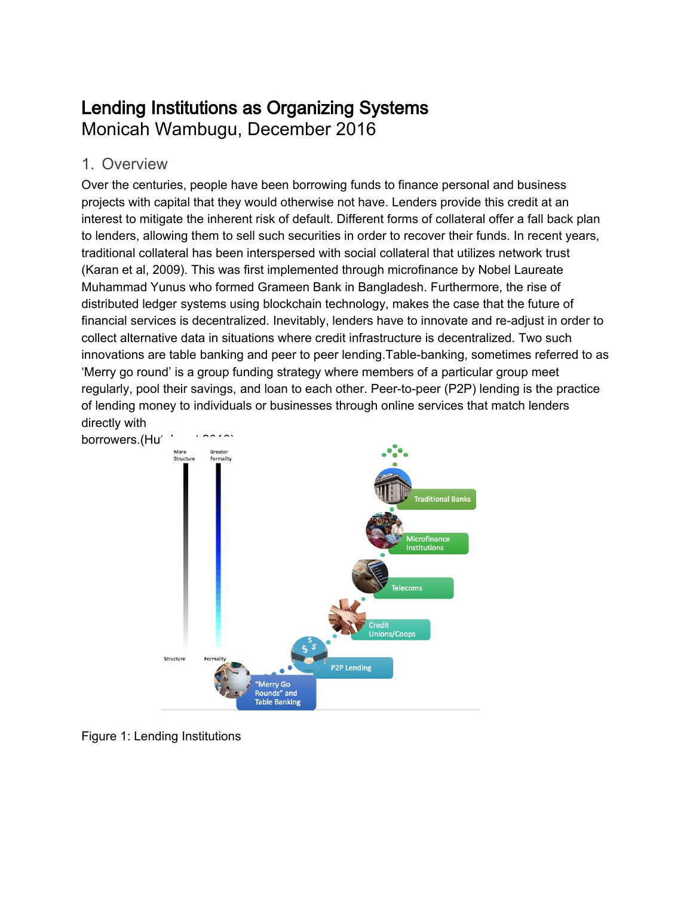# Lending Institutions as Organizing Systems

Monicah Wambugu, December 2016

## 1. Overview

Over the centuries, people have been borrowing funds to finance personal and business projects with capital that they would otherwise not have. Lenders provide this credit at an interest to mitigate the inherent risk of default. Different forms of collateral offer a fall back plan to lenders, allowing them to sell such securities in order to recover their funds. In recent years, traditional collateral has been interspersed with social collateral that utilizes network trust (Karan et al, 2009). This was first implemented through microfinance by Nobel Laureate Muhammad Yunus who formed Grameen Bank in Bangladesh. Furthermore, the rise of distributed ledger systems using blockchain technology, makes the case that the future of financial services is decentralized. Inevitably, lenders have to innovate and re-adjust in order to collect alternative data in situations where credit infrastructure is decentralized. Two such innovations are table banking and peer to peer lending.Table-banking, sometimes referred to as 'Merry go round' is a group funding strategy where members of a particular group meet regularly, pool their savings, and loan to each other. Peer-to-peer (P2P) lending is the practice of lending money to individuals or businesses through online services that match lenders directly with borrowers.(Hu'... ...)

More Structure

Greater Formality

Structure

Formality

Traditional Banks

Microfinance Institutions

Telecoms

Credit Unions/Coops

P2P Lending

"Merry Go Rounds" and Table Banking

Figure 1: Lending Institutions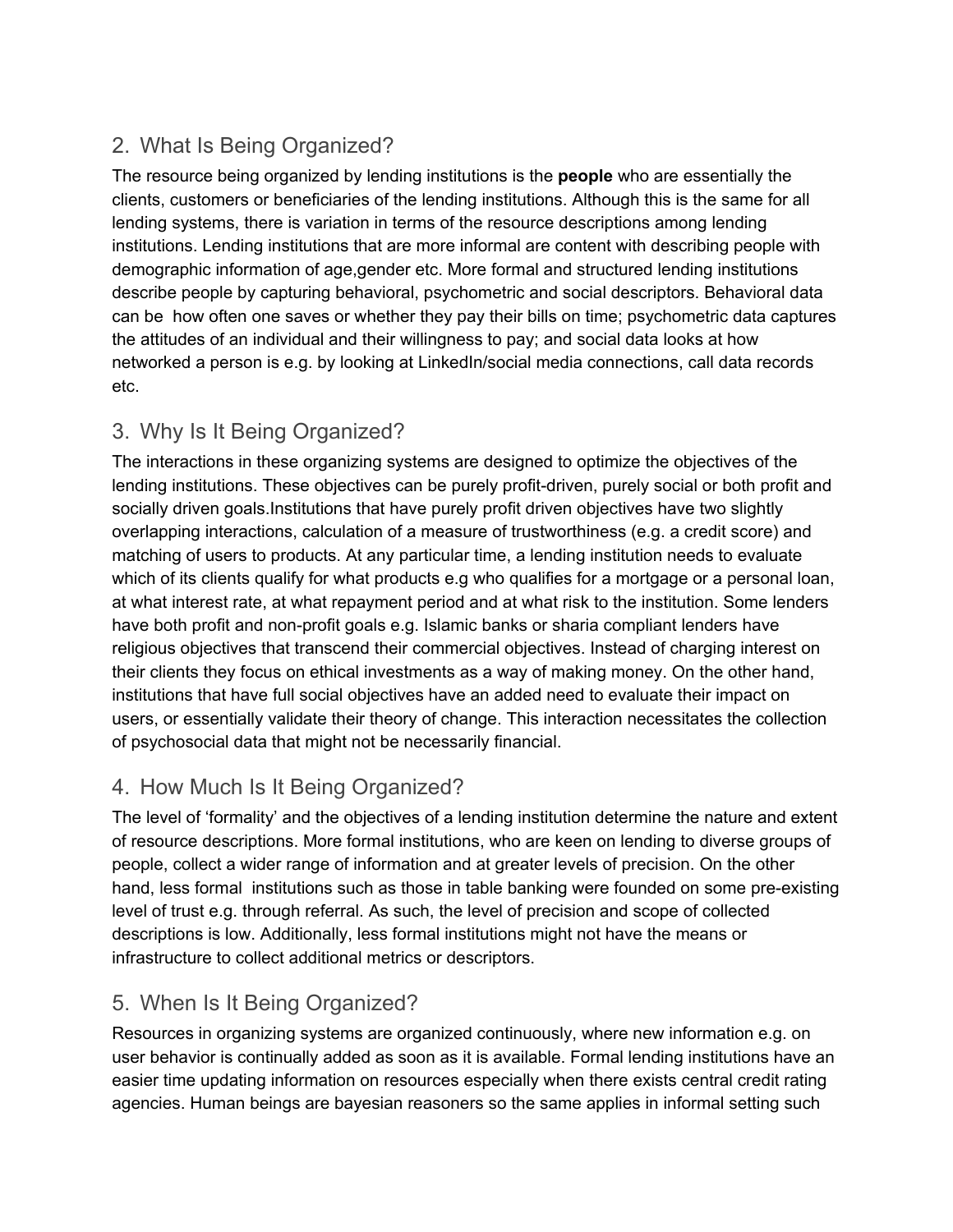## 2. What Is Being Organized?

The resource being organized by lending institutions is the **people** who are essentially the clients, customers or beneficiaries of the lending institutions. Although this is the same for all lending systems, there is variation in terms of the resource descriptions among lending institutions. Lending institutions that are more informal are content with describing people with demographic information of age,gender etc. More formal and structured lending institutions describe people by capturing behavioral, psychometric and social descriptors. Behavioral data can be how often one saves or whether they pay their bills on time; psychometric data captures the attitudes of an individual and their willingness to pay; and social data looks at how networked a person is e.g. by looking at LinkedIn/social media connections, call data records etc.

## 3. Why Is It Being Organized?

The interactions in these organizing systems are designed to optimize the objectives of the lending institutions. These objectives can be purely profit-driven, purely social or both profit and socially driven goals.Institutions that have purely profit driven objectives have two slightly overlapping interactions, calculation of a measure of trustworthiness (e.g. a credit score) and matching of users to products. At any particular time, a lending institution needs to evaluate which of its clients qualify for what products e.g who qualifies for a mortgage or a personal loan, at what interest rate, at what repayment period and at what risk to the institution. Some lenders have both profit and non-profit goals e.g. Islamic banks or sharia compliant lenders have religious objectives that transcend their commercial objectives. Instead of charging interest on their clients they focus on ethical investments as a way of making money. On the other hand, institutions that have full social objectives have an added need to evaluate their impact on users, or essentially validate their theory of change. This interaction necessitates the collection of psychosocial data that might not be necessarily financial.

## 4. How Much Is It Being Organized?

The level of 'formality' and the objectives of a lending institution determine the nature and extent of resource descriptions. More formal institutions, who are keen on lending to diverse groups of people, collect a wider range of information and at greater levels of precision. On the other hand, less formal institutions such as those in table banking were founded on some pre-existing level of trust e.g. through referral. As such, the level of precision and scope of collected descriptions is low. Additionally, less formal institutions might not have the means or infrastructure to collect additional metrics or descriptors.

## 5. When Is It Being Organized?

Resources in organizing systems are organized continuously, where new information e.g. on user behavior is continually added as soon as it is available. Formal lending institutions have an easier time updating information on resources especially when there exists central credit rating agencies. Human beings are bayesian reasoners so the same applies in informal setting such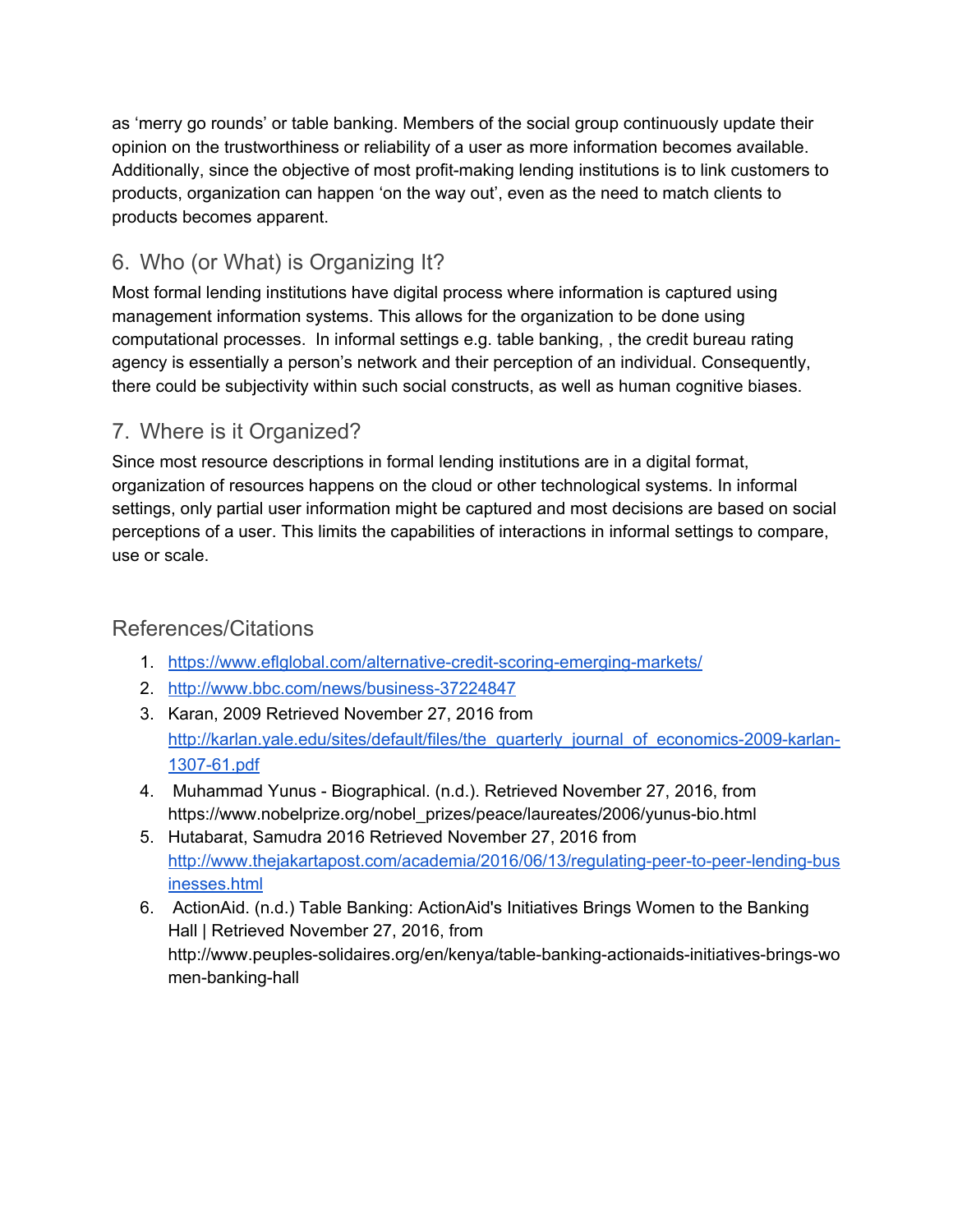as 'merry go rounds' or table banking. Members of the social group continuously update their opinion on the trustworthiness or reliability of a user as more information becomes available. Additionally, since the objective of most profit-making lending institutions is to link customers to products, organization can happen 'on the way out', even as the need to match clients to products becomes apparent.

## 6. Who (or What) is Organizing It?

Most formal lending institutions have digital process where information is captured using management information systems. This allows for the organization to be done using computational processes. In informal settings e.g. table banking, , the credit bureau rating agency is essentially a person's network and their perception of an individual. Consequently, there could be subjectivity within such social constructs, as well as human cognitive biases.

## 7. Where is it Organized?

Since most resource descriptions in formal lending institutions are in a digital format, organization of resources happens on the cloud or other technological systems. In informal settings, only partial user information might be captured and most decisions are based on social perceptions of a user. This limits the capabilities of interactions in informal settings to compare, use or scale.

## References/Citations

1. https://www.eflglobal.com/alternative-credit-scoring-emerging-markets/
2. http://www.bbc.com/news/business-37224847
3. Karan, 2009 Retrieved November 27, 2016 from http://karlan.yale.edu/sites/default/files/the_quarterly_journal_of_economics-2009-karlan-1307-61.pdf
4. Muhammad Yunus - Biographical. (n.d.). Retrieved November 27, 2016, from https://www.nobelprize.org/nobel_prizes/peace/laureates/2006/yunus-bio.html
5. Hutabarat, Samudra 2016 Retrieved November 27, 2016 from http://www.thejakartapost.com/academia/2016/06/13/regulating-peer-to-peer-lending-businesses.html
6. ActionAid. (n.d.) Table Banking: ActionAid's Initiatives Brings Women to the Banking Hall | Retrieved November 27, 2016, from http://www.peuples-solidaires.org/en/kenya/table-banking-actionaids-initiatives-brings-women-banking-hall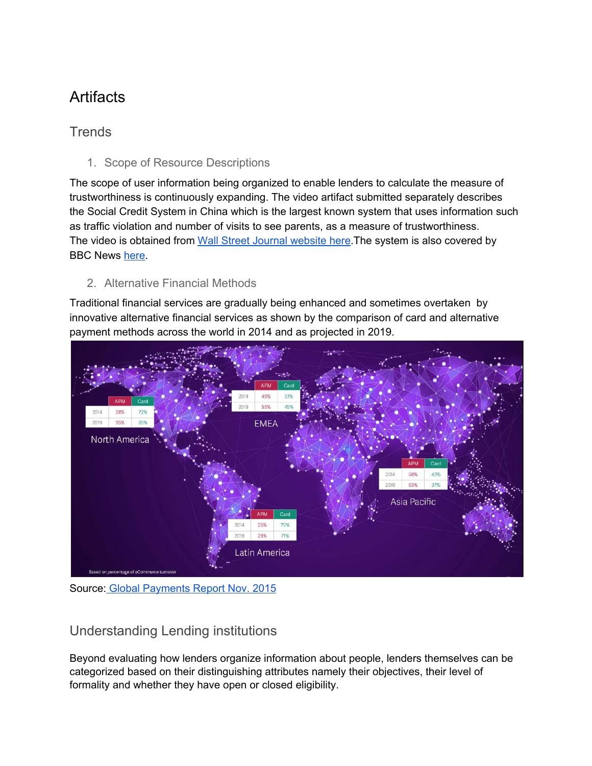# Artifacts

## Trends

1. Scope of Resource Descriptions

The scope of user information being organized to enable lenders to calculate the measure of trustworthiness is continuously expanding. The video artifact submitted separately describes the Social Credit System in China which is the largest known system that uses information such as traffic violation and number of visits to see parents, as a measure of trustworthiness. The video is obtained from [Wall Street Journal website here](). The system is also covered by BBC News [here]().

2. Alternative Financial Methods

Traditional financial services are gradually being enhanced and sometimes overtaken by innovative alternative financial services as shown by the comparison of card and alternative payment methods across the world in 2014 and as projected in 2019.

North America

| | APM | Card |
|---|---|---|
| 2014 | 28% | 72% |
| 2019 | 35% | 65% |

EMEA

| | APM | Card |
|---|---|---|
| 2014 | 49% | 51% |
| 2019 | 55% | 45% |

Asia Pacific

| | APM | Card |
|---|---|---|
| 2014 | 58% | 42% |
| 2019 | 63% | 37% |

Latin America

| | APM | Card |
|---|---|---|
| 2014 | 25% | 75% |
| 2019 | 29% | 71% |

Based on percentage of eCommerce turnover

Source: [Global Payments Report Nov. 2015]()

## Understanding Lending institutions

Beyond evaluating how lenders organize information about people, lenders themselves can be categorized based on their distinguishing attributes namely their objectives, their level of formality and whether they have open or closed eligibility.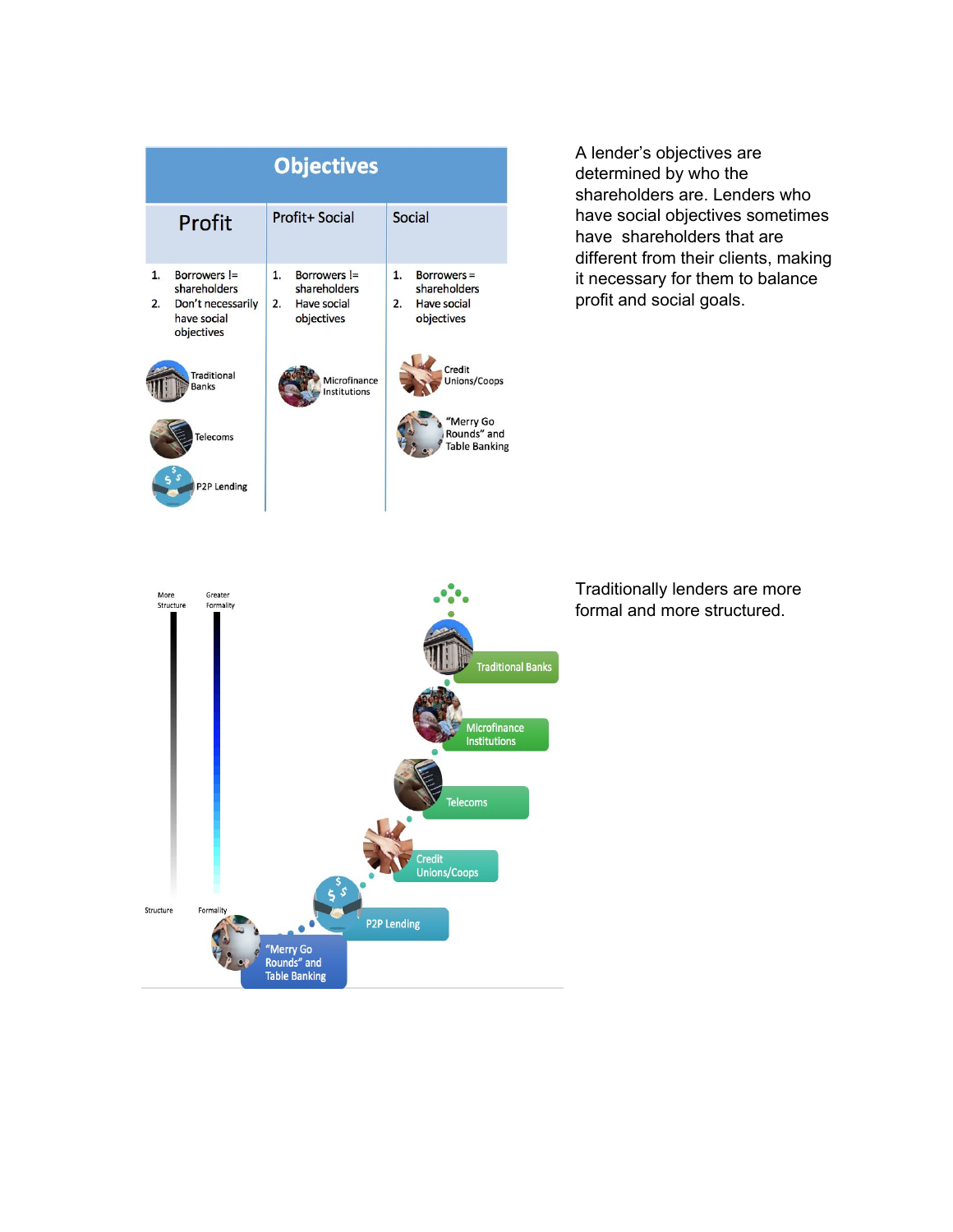| Objectives | | |
|---|---|---|
| **Profit** | **Profit+ Social** | **Social** |
| 1. Borrowers != shareholders<br>2. Don't necessarily have social objectives | 1. Borrowers != shareholders<br>2. Have social objectives | 1. Borrowers = shareholders<br>2. Have social objectives |
| Traditional Banks<br>Telecoms<br>P2P Lending | Microfinance Institutions | Credit Unions/Coops<br>"Merry Go Rounds" and Table Banking |

A lender's objectives are determined by who the shareholders are. Lenders who have social objectives sometimes have shareholders that are different from their clients, making it necessary for them to balance profit and social goals.

More Structure

Greater Formality

Structure

Formality

Traditional Banks

Microfinance Institutions

Telecoms

Credit Unions/Coops

P2P Lending

"Merry Go Rounds" and Table Banking

Traditionally lenders are more formal and more structured.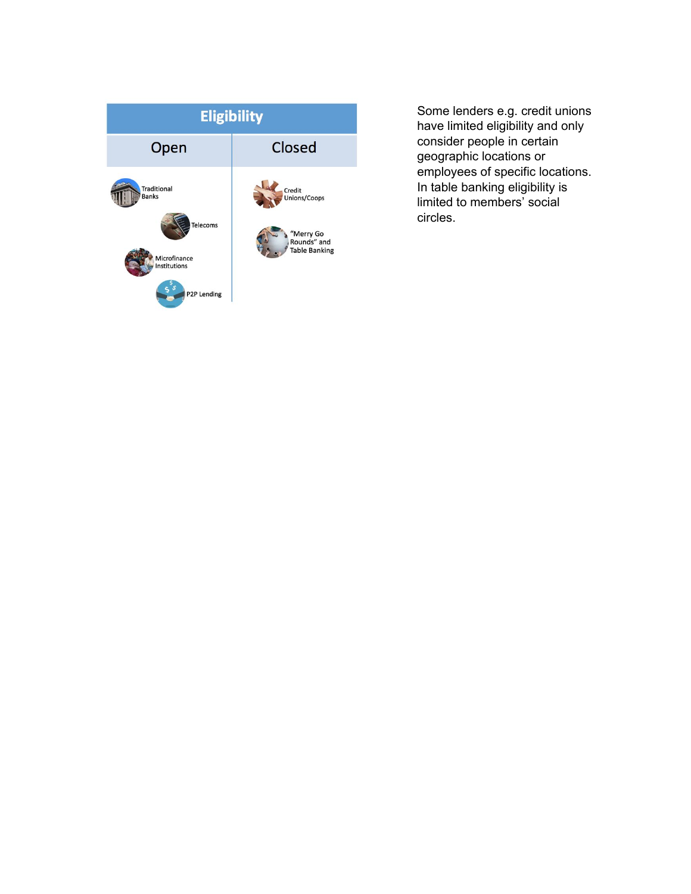**Eligibility**

| Open | Closed |
|---|---|
| Traditional Banks | Credit Unions/Coops |
| Telecoms | "Merry Go Rounds" and Table Banking |
| Microfinance Institutions | |
| P2P Lending | |

Some lenders e.g. credit unions have limited eligibility and only consider people in certain geographic locations or employees of specific locations. In table banking eligibility is limited to members' social circles.